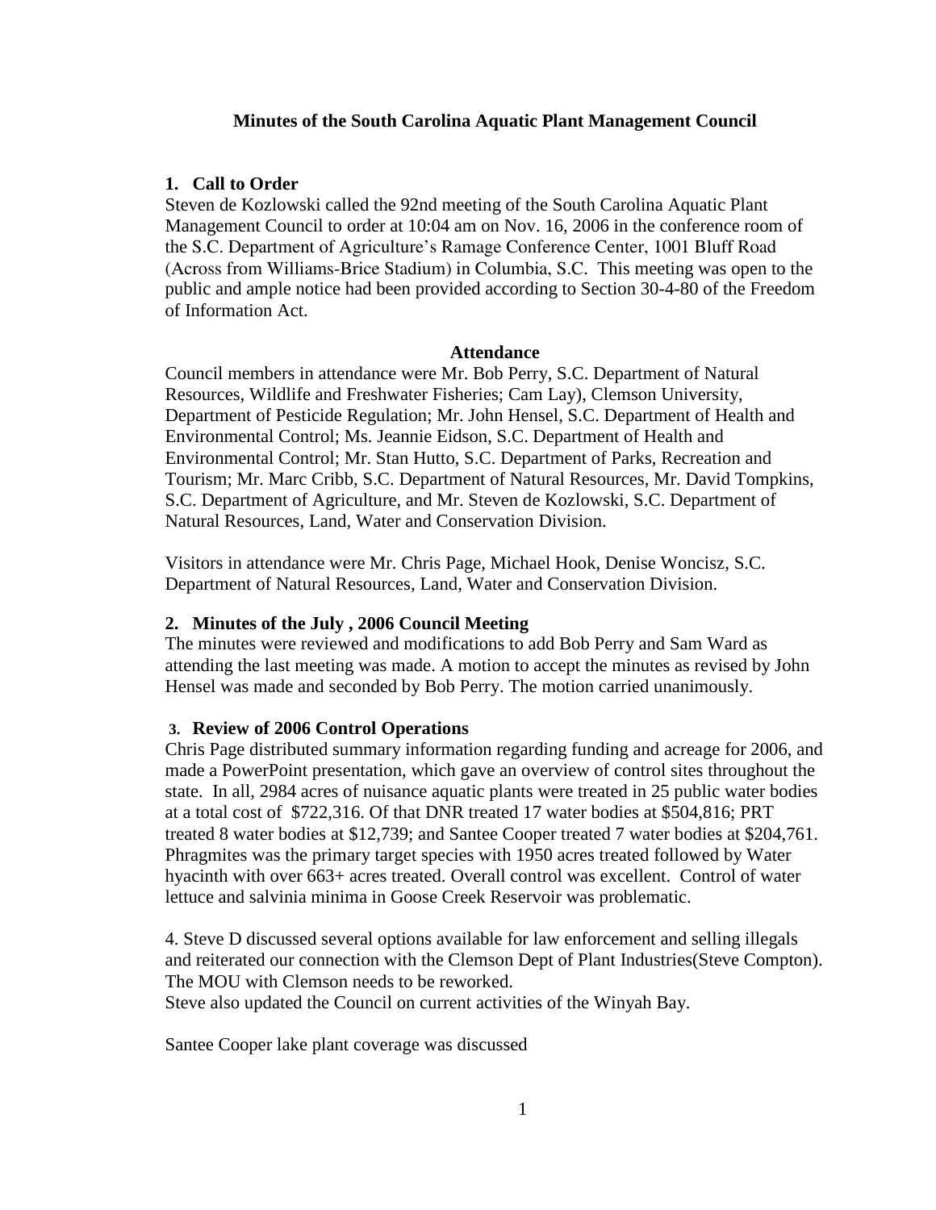**Minutes of the South Carolina Aquatic Plant Management Council**

## 1. Call to Order

Steven de Kozlowski called the 92nd meeting of the South Carolina Aquatic Plant Management Council to order at 10:04 am on Nov. 16, 2006 in the conference room of the S.C. Department of Agriculture's Ramage Conference Center, 1001 Bluff Road (Across from Williams-Brice Stadium) in Columbia, S.C. This meeting was open to the public and ample notice had been provided according to Section 30-4-80 of the Freedom of Information Act.

**Attendance**

Council members in attendance were Mr. Bob Perry, S.C. Department of Natural Resources, Wildlife and Freshwater Fisheries; Cam Lay), Clemson University, Department of Pesticide Regulation; Mr. John Hensel, S.C. Department of Health and Environmental Control; Ms. Jeannie Eidson, S.C. Department of Health and Environmental Control; Mr. Stan Hutto, S.C. Department of Parks, Recreation and Tourism; Mr. Marc Cribb, S.C. Department of Natural Resources, Mr. David Tompkins, S.C. Department of Agriculture, and Mr. Steven de Kozlowski, S.C. Department of Natural Resources, Land, Water and Conservation Division.

Visitors in attendance were Mr. Chris Page, Michael Hook, Denise Woncisz, S.C. Department of Natural Resources, Land, Water and Conservation Division.

## 2. Minutes of the July , 2006 Council Meeting

The minutes were reviewed and modifications to add Bob Perry and Sam Ward as attending the last meeting was made. A motion to accept the minutes as revised by John Hensel was made and seconded by Bob Perry. The motion carried unanimously.

## 3. Review of 2006 Control Operations

Chris Page distributed summary information regarding funding and acreage for 2006, and made a PowerPoint presentation, which gave an overview of control sites throughout the state. In all, 2984 acres of nuisance aquatic plants were treated in 25 public water bodies at a total cost of $722,316. Of that DNR treated 17 water bodies at $504,816; PRT treated 8 water bodies at $12,739; and Santee Cooper treated 7 water bodies at $204,761. Phragmites was the primary target species with 1950 acres treated followed by Water hyacinth with over 663+ acres treated. Overall control was excellent. Control of water lettuce and salvinia minima in Goose Creek Reservoir was problematic.

4. Steve D discussed several options available for law enforcement and selling illegals and reiterated our connection with the Clemson Dept of Plant Industries(Steve Compton). The MOU with Clemson needs to be reworked.

Steve also updated the Council on current activities of the Winyah Bay.

Santee Cooper lake plant coverage was discussed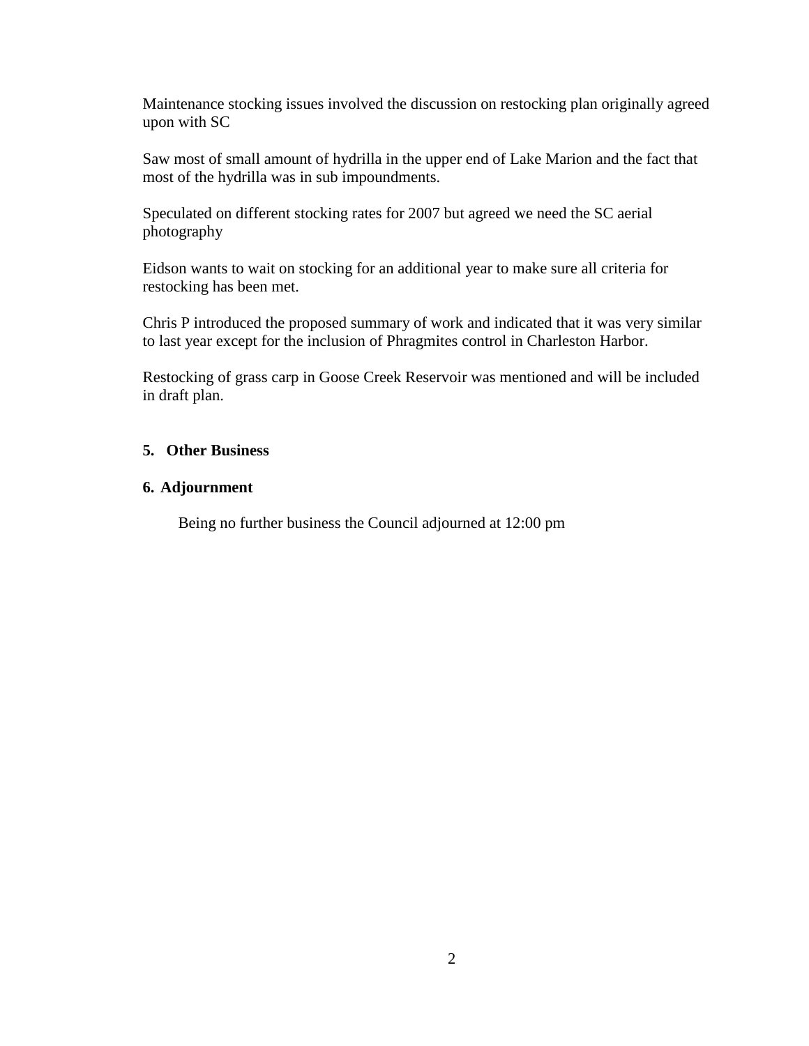Maintenance stocking issues involved the discussion on restocking plan originally agreed upon with SC

Saw most of small amount of hydrilla in the upper end of Lake Marion and the fact that most of the hydrilla was in sub impoundments.

Speculated on different stocking rates for 2007 but agreed we need the SC aerial photography

Eidson wants to wait on stocking for an additional year to make sure all criteria for restocking has been met.

Chris P introduced the proposed summary of work and indicated that it was very similar to last year except for the inclusion of Phragmites control in Charleston Harbor.

Restocking of grass carp in Goose Creek Reservoir was mentioned and will be included in draft plan.

## 5. Other Business

## 6. Adjournment

Being no further business the Council adjourned at 12:00 pm